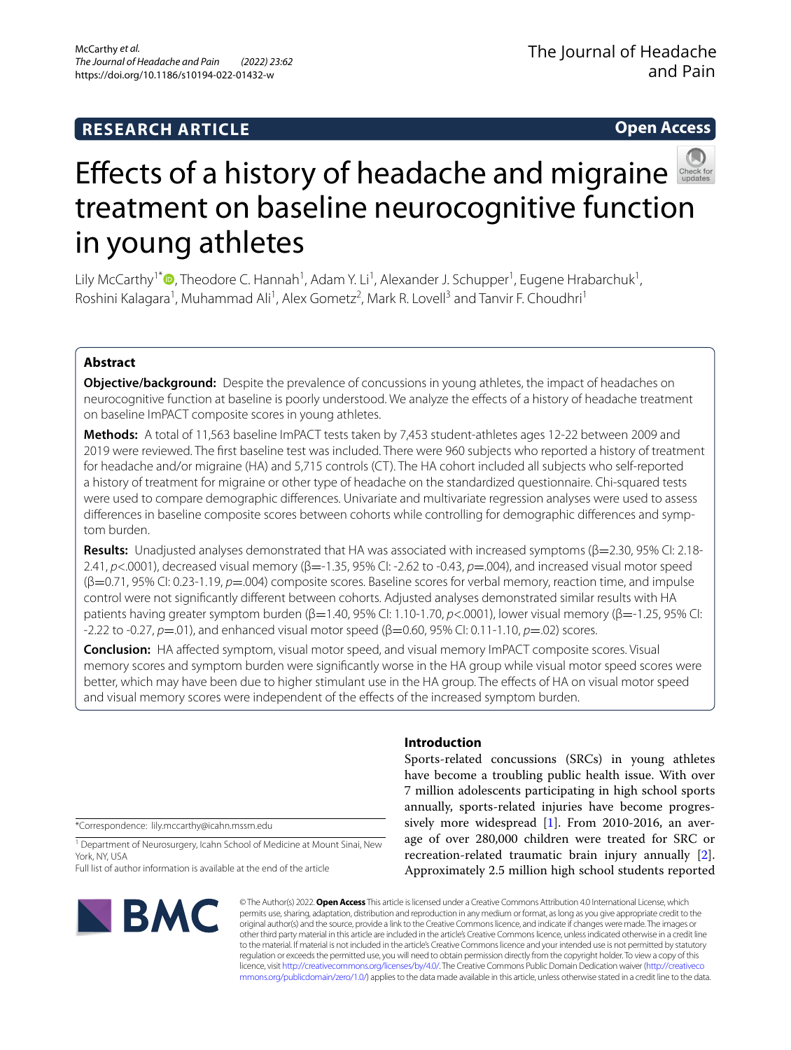RESEARCH ARTICLE

Open Access

# Effects of a history of headache and migraine treatment on baseline neurocognitive function in young athletes

Lily McCarthy[1*], Theodore C. Hannah[1], Adam Y. Li[1], Alexander J. Schupper[1], Eugene Hrabarchuk[1], Roshini Kalagara[1], Muhammad Ali[1], Alex Gometz[2], Mark R. Lovell[3] and Tanvir F. Choudhri[1]

## Abstract

**Objective/background:** Despite the prevalence of concussions in young athletes, the impact of headaches on neurocognitive function at baseline is poorly understood. We analyze the effects of a history of headache treatment on baseline ImPACT composite scores in young athletes.

**Methods:** A total of 11,563 baseline ImPACT tests taken by 7,453 student-athletes ages 12-22 between 2009 and 2019 were reviewed. The first baseline test was included. There were 960 subjects who reported a history of treatment for headache and/or migraine (HA) and 5,715 controls (CT). The HA cohort included all subjects who self-reported a history of treatment for migraine or other type of headache on the standardized questionnaire. Chi-squared tests were used to compare demographic differences. Univariate and multivariate regression analyses were used to assess differences in baseline composite scores between cohorts while controlling for demographic differences and symptom burden.

**Results:** Unadjusted analyses demonstrated that HA was associated with increased symptoms (β=2.30, 95% CI: 2.18-2.41, *p*<.0001), decreased visual memory (β=-1.35, 95% CI: -2.62 to -0.43, *p*=.004), and increased visual motor speed (β=0.71, 95% CI: 0.23-1.19, *p*=.004) composite scores. Baseline scores for verbal memory, reaction time, and impulse control were not significantly different between cohorts. Adjusted analyses demonstrated similar results with HA patients having greater symptom burden (β=1.40, 95% CI: 1.10-1.70, *p*<.0001), lower visual memory (β=-1.25, 95% CI: -2.22 to -0.27, *p*=.01), and enhanced visual motor speed (β=0.60, 95% CI: 0.11-1.10, *p*=.02) scores.

**Conclusion:** HA affected symptom, visual motor speed, and visual memory ImPACT composite scores. Visual memory scores and symptom burden were significantly worse in the HA group while visual motor speed scores were better, which may have been due to higher stimulant use in the HA group. The effects of HA on visual motor speed and visual memory scores were independent of the effects of the increased symptom burden.

## Introduction

Sports-related concussions (SRCs) in young athletes have become a troubling public health issue. With over 7 million adolescents participating in high school sports annually, sports-related injuries have become progressively more widespread [1]. From 2010-2016, an average of over 280,000 children were treated for SRC or recreation-related traumatic brain injury annually [2]. Approximately 2.5 million high school students reported

*Correspondence: lily.mccarthy@icahn.mssm.edu

[1] Department of Neurosurgery, Icahn School of Medicine at Mount Sinai, New York, NY, USA

Full list of author information is available at the end of the article

© The Author(s) 2022. **Open Access** This article is licensed under a Creative Commons Attribution 4.0 International License, which permits use, sharing, adaptation, distribution and reproduction in any medium or format, as long as you give appropriate credit to the original author(s) and the source, provide a link to the Creative Commons licence, and indicate if changes were made. The images or other third party material in this article are included in the article's Creative Commons licence, unless indicated otherwise in a credit line to the material. If material is not included in the article's Creative Commons licence and your intended use is not permitted by statutory regulation or exceeds the permitted use, you will need to obtain permission directly from the copyright holder. To view a copy of this licence, visit http://creativecommons.org/licenses/by/4.0/. The Creative Commons Public Domain Dedication waiver (http://creativecommons.org/publicdomain/zero/1.0/) applies to the data made available in this article, unless otherwise stated in a credit line to the data.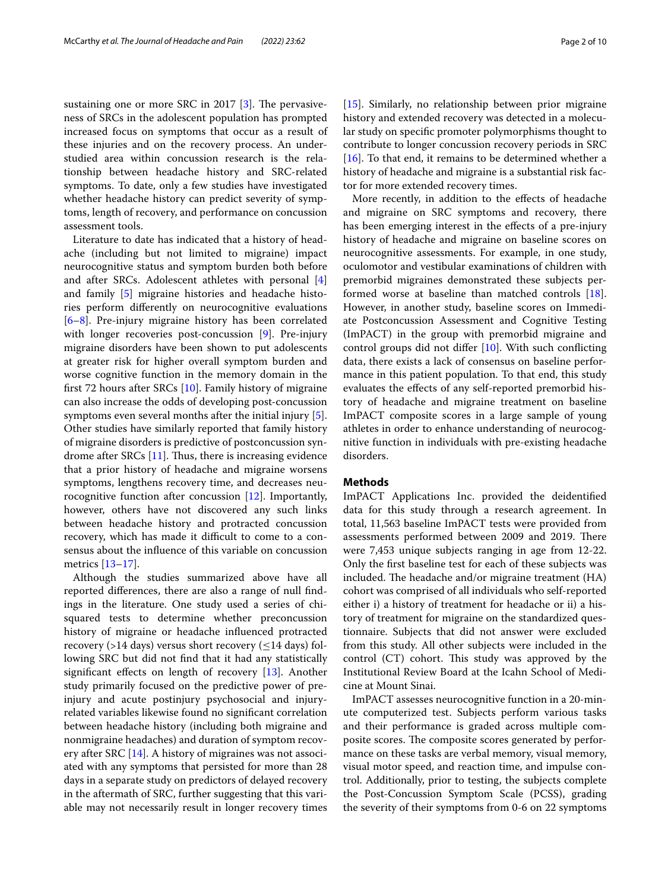sustaining one or more SRC in 2017 [3]. The pervasiveness of SRCs in the adolescent population has prompted increased focus on symptoms that occur as a result of these injuries and on the recovery process. An understudied area within concussion research is the relationship between headache history and SRC-related symptoms. To date, only a few studies have investigated whether headache history can predict severity of symptoms, length of recovery, and performance on concussion assessment tools.

Literature to date has indicated that a history of headache (including but not limited to migraine) impact neurocognitive status and symptom burden both before and after SRCs. Adolescent athletes with personal [4] and family [5] migraine histories and headache histories perform differently on neurocognitive evaluations [6–8]. Pre-injury migraine history has been correlated with longer recoveries post-concussion [9]. Pre-injury migraine disorders have been shown to put adolescents at greater risk for higher overall symptom burden and worse cognitive function in the memory domain in the first 72 hours after SRCs [10]. Family history of migraine can also increase the odds of developing post-concussion symptoms even several months after the initial injury [5]. Other studies have similarly reported that family history of migraine disorders is predictive of postconcussion syndrome after SRCs [11]. Thus, there is increasing evidence that a prior history of headache and migraine worsens symptoms, lengthens recovery time, and decreases neurocognitive function after concussion [12]. Importantly, however, others have not discovered any such links between headache history and protracted concussion recovery, which has made it difficult to come to a consensus about the influence of this variable on concussion metrics [13–17].

Although the studies summarized above have all reported differences, there are also a range of null findings in the literature. One study used a series of chi-squared tests to determine whether preconcussion history of migraine or headache influenced protracted recovery (>14 days) versus short recovery (≤14 days) following SRC but did not find that it had any statistically significant effects on length of recovery [13]. Another study primarily focused on the predictive power of pre-injury and acute postinjury psychosocial and injury-related variables likewise found no significant correlation between headache history (including both migraine and nonmigraine headaches) and duration of symptom recovery after SRC [14]. A history of migraines was not associated with any symptoms that persisted for more than 28 days in a separate study on predictors of delayed recovery in the aftermath of SRC, further suggesting that this variable may not necessarily result in longer recovery times [15]. Similarly, no relationship between prior migraine history and extended recovery was detected in a molecular study on specific promoter polymorphisms thought to contribute to longer concussion recovery periods in SRC [16]. To that end, it remains to be determined whether a history of headache and migraine is a substantial risk factor for more extended recovery times.

More recently, in addition to the effects of headache and migraine on SRC symptoms and recovery, there has been emerging interest in the effects of a pre-injury history of headache and migraine on baseline scores on neurocognitive assessments. For example, in one study, oculomotor and vestibular examinations of children with premorbid migraines demonstrated these subjects performed worse at baseline than matched controls [18]. However, in another study, baseline scores on Immediate Postconcussion Assessment and Cognitive Testing (ImPACT) in the group with premorbid migraine and control groups did not differ [10]. With such conflicting data, there exists a lack of consensus on baseline performance in this patient population. To that end, this study evaluates the effects of any self-reported premorbid history of headache and migraine treatment on baseline ImPACT composite scores in a large sample of young athletes in order to enhance understanding of neurocognitive function in individuals with pre-existing headache disorders.

## Methods

ImPACT Applications Inc. provided the deidentified data for this study through a research agreement. In total, 11,563 baseline ImPACT tests were provided from assessments performed between 2009 and 2019. There were 7,453 unique subjects ranging in age from 12-22. Only the first baseline test for each of these subjects was included. The headache and/or migraine treatment (HA) cohort was comprised of all individuals who self-reported either i) a history of treatment for headache or ii) a history of treatment for migraine on the standardized questionnaire. Subjects that did not answer were excluded from this study. All other subjects were included in the control (CT) cohort. This study was approved by the Institutional Review Board at the Icahn School of Medicine at Mount Sinai.

ImPACT assesses neurocognitive function in a 20-minute computerized test. Subjects perform various tasks and their performance is graded across multiple composite scores. The composite scores generated by performance on these tasks are verbal memory, visual memory, visual motor speed, and reaction time, and impulse control. Additionally, prior to testing, the subjects complete the Post-Concussion Symptom Scale (PCSS), grading the severity of their symptoms from 0-6 on 22 symptoms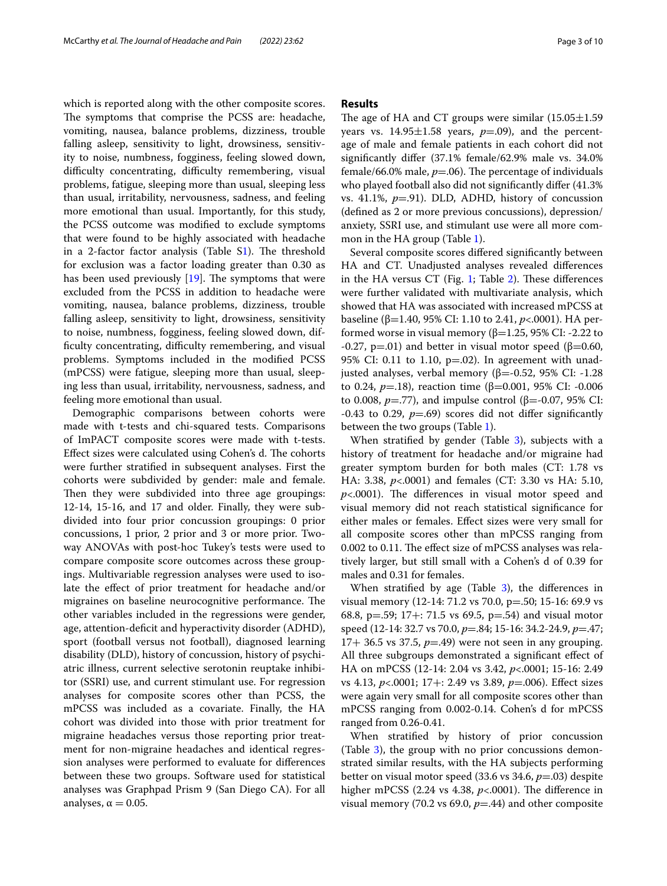which is reported along with the other composite scores. The symptoms that comprise the PCSS are: headache, vomiting, nausea, balance problems, dizziness, trouble falling asleep, sensitivity to light, drowsiness, sensitivity to noise, numbness, fogginess, feeling slowed down, difficulty concentrating, difficulty remembering, visual problems, fatigue, sleeping more than usual, sleeping less than usual, irritability, nervousness, sadness, and feeling more emotional than usual. Importantly, for this study, the PCSS outcome was modified to exclude symptoms that were found to be highly associated with headache in a 2-factor factor analysis (Table S1). The threshold for exclusion was a factor loading greater than 0.30 as has been used previously [19]. The symptoms that were excluded from the PCSS in addition to headache were vomiting, nausea, balance problems, dizziness, trouble falling asleep, sensitivity to light, drowsiness, sensitivity to noise, numbness, fogginess, feeling slowed down, difficulty concentrating, difficulty remembering, and visual problems. Symptoms included in the modified PCSS (mPCSS) were fatigue, sleeping more than usual, sleeping less than usual, irritability, nervousness, sadness, and feeling more emotional than usual.

Demographic comparisons between cohorts were made with t-tests and chi-squared tests. Comparisons of ImPACT composite scores were made with t-tests. Effect sizes were calculated using Cohen's d. The cohorts were further stratified in subsequent analyses. First the cohorts were subdivided by gender: male and female. Then they were subdivided into three age groupings: 12-14, 15-16, and 17 and older. Finally, they were subdivided into four prior concussion groupings: 0 prior concussions, 1 prior, 2 prior and 3 or more prior. Two-way ANOVAs with post-hoc Tukey's tests were used to compare composite score outcomes across these groupings. Multivariable regression analyses were used to isolate the effect of prior treatment for headache and/or migraines on baseline neurocognitive performance. The other variables included in the regressions were gender, age, attention-deficit and hyperactivity disorder (ADHD), sport (football versus not football), diagnosed learning disability (DLD), history of concussion, history of psychiatric illness, current selective serotonin reuptake inhibitor (SSRI) use, and current stimulant use. For regression analyses for composite scores other than PCSS, the mPCSS was included as a covariate. Finally, the HA cohort was divided into those with prior treatment for migraine headaches versus those reporting prior treatment for non-migraine headaches and identical regression analyses were performed to evaluate for differences between these two groups. Software used for statistical analyses was Graphpad Prism 9 (San Diego CA). For all analyses, $\alpha = 0.05$.

## Results

The age of HA and CT groups were similar (15.05±1.59 years vs. 14.95±1.58 years, *p*=.09), and the percentage of male and female patients in each cohort did not significantly differ (37.1% female/62.9% male vs. 34.0% female/66.0% male, *p*=.06). The percentage of individuals who played football also did not significantly differ (41.3% vs. 41.1%, *p*=.91). DLD, ADHD, history of concussion (defined as 2 or more previous concussions), depression/anxiety, SSRI use, and stimulant use were all more common in the HA group (Table 1).

Several composite scores differed significantly between HA and CT. Unadjusted analyses revealed differences in the HA versus CT (Fig. 1; Table 2). These differences were further validated with multivariate analysis, which showed that HA was associated with increased mPCSS at baseline (β=1.40, 95% CI: 1.10 to 2.41, *p*<.0001). HA performed worse in visual memory (β=1.25, 95% CI: -2.22 to -0.27, p=.01) and better in visual motor speed (β=0.60, 95% CI: 0.11 to 1.10, p=.02). In agreement with unadjusted analyses, verbal memory (β=-0.52, 95% CI: -1.28 to 0.24, *p*=.18), reaction time (β=0.001, 95% CI: -0.006 to 0.008, *p*=.77), and impulse control (β=-0.07, 95% CI: -0.43 to 0.29, *p*=.69) scores did not differ significantly between the two groups (Table 1).

When stratified by gender (Table 3), subjects with a history of treatment for headache and/or migraine had greater symptom burden for both males (CT: 1.78 vs HA: 3.38, *p*<.0001) and females (CT: 3.30 vs HA: 5.10, *p*<.0001). The differences in visual motor speed and visual memory did not reach statistical significance for either males or females. Effect sizes were very small for all composite scores other than mPCSS ranging from 0.002 to 0.11. The effect size of mPCSS analyses was relatively larger, but still small with a Cohen's d of 0.39 for males and 0.31 for females.

When stratified by age (Table 3), the differences in visual memory (12-14: 71.2 vs 70.0, p=.50; 15-16: 69.9 vs 68.8, p=.59; 17+: 71.5 vs 69.5, p=.54) and visual motor speed (12-14: 32.7 vs 70.0, *p*=.84; 15-16: 34.2-24.9, *p*=.47; 17+ 36.5 vs 37.5, *p*=.49) were not seen in any grouping. All three subgroups demonstrated a significant effect of HA on mPCSS (12-14: 2.04 vs 3.42, *p*<.0001; 15-16: 2.49 vs 4.13, *p*<.0001; 17+: 2.49 vs 3.89, *p*=.006). Effect sizes were again very small for all composite scores other than mPCSS ranging from 0.002-0.14. Cohen's d for mPCSS ranged from 0.26-0.41.

When stratified by history of prior concussion (Table 3), the group with no prior concussions demonstrated similar results, with the HA subjects performing better on visual motor speed (33.6 vs 34.6, *p*=.03) despite higher mPCSS (2.24 vs 4.38, *p*<.0001). The difference in visual memory (70.2 vs 69.0, *p*=.44) and other composite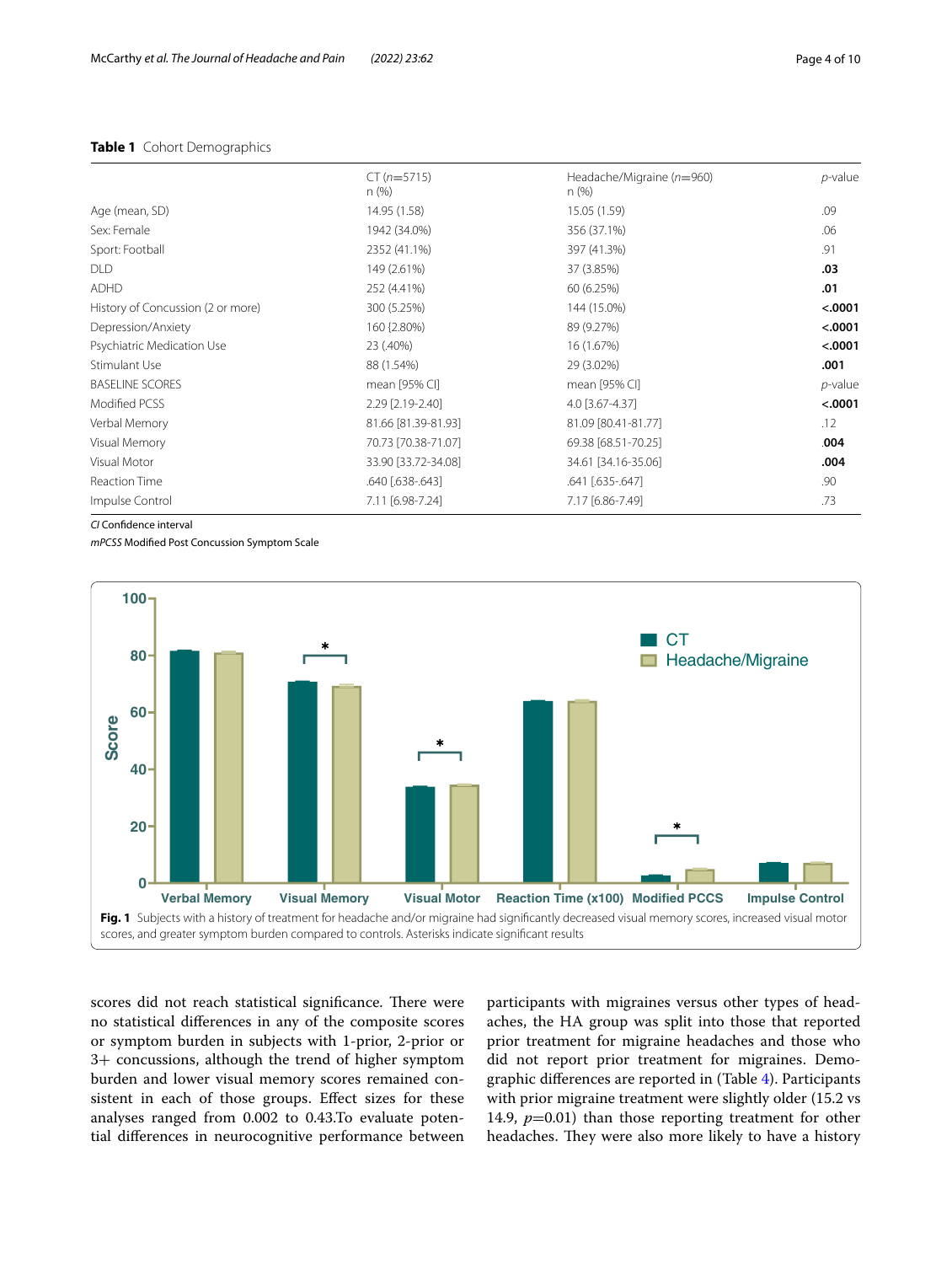**Table 1** Cohort Demographics

| | CT (*n*=5715) n (%) | Headache/Migraine (*n*=960) n (%) | *p*-value |
|---|---|---|---|
| Age (mean, SD) | 14.95 (1.58) | 15.05 (1.59) | .09 |
| Sex: Female | 1942 (34.0%) | 356 (37.1%) | .06 |
| Sport: Football | 2352 (41.1%) | 397 (41.3%) | .91 |
| DLD | 149 (2.61%) | 37 (3.85%) | **.03** |
| ADHD | 252 (4.41%) | 60 (6.25%) | **.01** |
| History of Concussion (2 or more) | 300 (5.25%) | 144 (15.0%) | **<.0001** |
| Depression/Anxiety | 160 (2.80%) | 89 (9.27%) | **<.0001** |
| Psychiatric Medication Use | 23 (.40%) | 16 (1.67%) | **<.0001** |
| Stimulant Use | 88 (1.54%) | 29 (3.02%) | **.001** |
| BASELINE SCORES | mean [95% CI] | mean [95% CI] | *p*-value |
| Modified PCSS | 2.29 [2.19-2.40] | 4.0 [3.67-4.37] | **<.0001** |
| Verbal Memory | 81.66 [81.39-81.93] | 81.09 [80.41-81.77] | .12 |
| Visual Memory | 70.73 [70.38-71.07] | 69.38 [68.51-70.25] | **.004** |
| Visual Motor | 33.90 [33.72-34.08] | 34.61 [34.16-35.06] | **.004** |
| Reaction Time | .640 [.638-.643] | .641 [.635-.647] | .90 |
| Impulse Control | 7.11 [6.98-7.24] | 7.17 [6.86-7.49] | .73 |

*CI* Confidence interval

*mPCSS* Modified Post Concussion Symptom Scale

**Fig. 1** Subjects with a history of treatment for headache and/or migraine had significantly decreased visual memory scores, increased visual motor scores, and greater symptom burden compared to controls. Asterisks indicate significant results

scores did not reach statistical significance. There were no statistical differences in any of the composite scores or symptom burden in subjects with 1-prior, 2-prior or 3+ concussions, although the trend of higher symptom burden and lower visual memory scores remained consistent in each of those groups. Effect sizes for these analyses ranged from 0.002 to 0.43.To evaluate potential differences in neurocognitive performance between participants with migraines versus other types of headaches, the HA group was split into those that reported prior treatment for migraine headaches and those who did not report prior treatment for migraines. Demographic differences are reported in (Table 4). Participants with prior migraine treatment were slightly older (15.2 vs 14.9, $p$=0.01) than those reporting treatment for other headaches. They were also more likely to have a history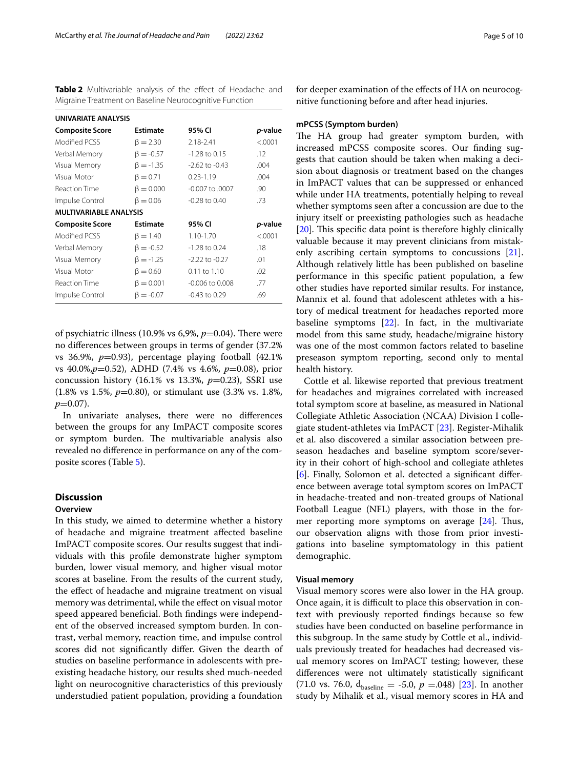**Table 2** Multivariable analysis of the effect of Headache and Migraine Treatment on Baseline Neurocognitive Function

| UNIVARIATE ANALYSIS | | | |
|---|---|---|---|
| **Composite Score** | **Estimate** | **95% CI** | ***p*-value** |
| Modified PCSS | β = 2.30 | 2.18-2.41 | <.0001 |
| Verbal Memory | β = -0.57 | -1.28 to 0.15 | .12 |
| Visual Memory | β = -1.35 | -2.62 to -0.43 | .004 |
| Visual Motor | β = 0.71 | 0.23-1.19 | .004 |
| Reaction Time | β = 0.000 | -0.007 to .0007 | .90 |
| Impulse Control | β = 0.06 | -0.28 to 0.40 | .73 |
| **MULTIVARIABLE ANALYSIS** | | | |
| **Composite Score** | **Estimate** | **95% CI** | ***p*-value** |
| Modified PCSS | β = 1.40 | 1.10-1.70 | <.0001 |
| Verbal Memory | β = -0.52 | -1.28 to 0.24 | .18 |
| Visual Memory | β = -1.25 | -2.22 to -0.27 | .01 |
| Visual Motor | β = 0.60 | 0.11 to 1.10 | .02 |
| Reaction Time | β = 0.001 | -0.006 to 0.008 | .77 |
| Impulse Control | β = -0.07 | -0.43 to 0.29 | .69 |

of psychiatric illness (10.9% vs 6,9%, $p$=0.04). There were no differences between groups in terms of gender (37.2% vs 36.9%, $p$=0.93), percentage playing football (42.1% vs 40.0%,$p$=0.52), ADHD (7.4% vs 4.6%, $p$=0.08), prior concussion history (16.1% vs 13.3%, $p$=0.23), SSRI use (1.8% vs 1.5%, $p$=0.80), or stimulant use (3.3% vs. 1.8%, $p$=0.07).

In univariate analyses, there were no differences between the groups for any ImPACT composite scores or symptom burden. The multivariable analysis also revealed no difference in performance on any of the composite scores (Table 5).

## Discussion

### Overview

In this study, we aimed to determine whether a history of headache and migraine treatment affected baseline ImPACT composite scores. Our results suggest that individuals with this profile demonstrate higher symptom burden, lower visual memory, and higher visual motor scores at baseline. From the results of the current study, the effect of headache and migraine treatment on visual memory was detrimental, while the effect on visual motor speed appeared beneficial. Both findings were independent of the observed increased symptom burden. In contrast, verbal memory, reaction time, and impulse control scores did not significantly differ. Given the dearth of studies on baseline performance in adolescents with preexisting headache history, our results shed much-needed light on neurocognitive characteristics of this previously understudied patient population, providing a foundation for deeper examination of the effects of HA on neurocognitive functioning before and after head injuries.

### mPCSS (Symptom burden)

The HA group had greater symptom burden, with increased mPCSS composite scores. Our finding suggests that caution should be taken when making a decision about diagnosis or treatment based on the changes in ImPACT values that can be suppressed or enhanced while under HA treatments, potentially helping to reveal whether symptoms seen after a concussion are due to the injury itself or preexisting pathologies such as headache [20]. This specific data point is therefore highly clinically valuable because it may prevent clinicians from mistakenly ascribing certain symptoms to concussions [21]. Although relatively little has been published on baseline performance in this specific patient population, a few other studies have reported similar results. For instance, Mannix et al. found that adolescent athletes with a history of medical treatment for headaches reported more baseline symptoms [22]. In fact, in the multivariate model from this same study, headache/migraine history was one of the most common factors related to baseline preseason symptom reporting, second only to mental health history.

Cottle et al. likewise reported that previous treatment for headaches and migraines correlated with increased total symptom score at baseline, as measured in National Collegiate Athletic Association (NCAA) Division I collegiate student-athletes via ImPACT [23]. Register-Mihalik et al. also discovered a similar association between preseason headaches and baseline symptom score/severity in their cohort of high-school and collegiate athletes [6]. Finally, Solomon et al. detected a significant difference between average total symptom scores on ImPACT in headache-treated and non-treated groups of National Football League (NFL) players, with those in the former reporting more symptoms on average [24]. Thus, our observation aligns with those from prior investigations into baseline symptomatology in this patient demographic.

### Visual memory

Visual memory scores were also lower in the HA group. Once again, it is difficult to place this observation in context with previously reported findings because so few studies have been conducted on baseline performance in this subgroup. In the same study by Cottle et al., individuals previously treated for headaches had decreased visual memory scores on ImPACT testing; however, these differences were not ultimately statistically significant (71.0 vs. 76.0, $d_{baseline}$ = -5.0, $p$ =.048) [23]. In another study by Mihalik et al., visual memory scores in HA and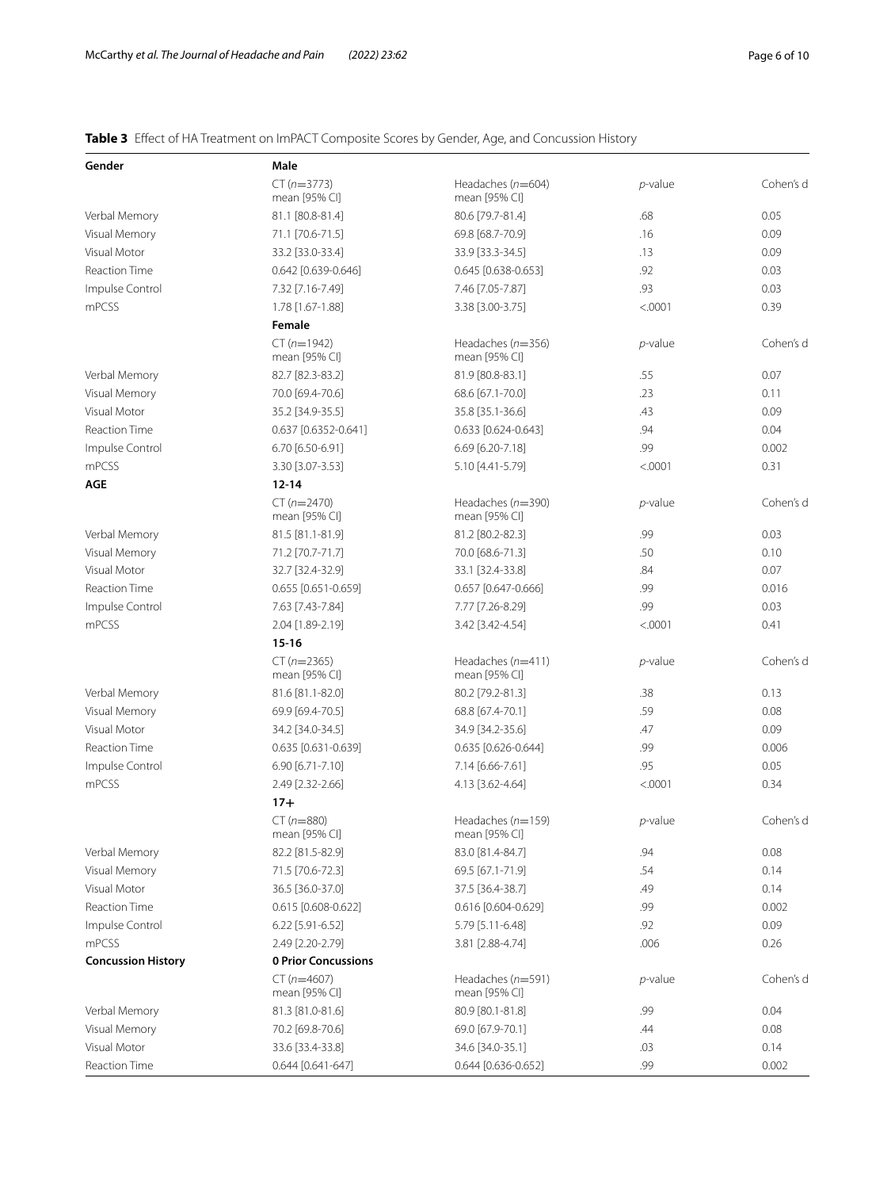**Table 3** Effect of HA Treatment on ImPACT Composite Scores by Gender, Age, and Concussion History

| Gender | Male | | | |
|---|---|---|---|---|
| | CT (n=3773) mean [95% CI] | Headaches (n=604) mean [95% CI] | *p*-value | Cohen's d |
| Verbal Memory | 81.1 [80.8-81.4] | 80.6 [79.7-81.4] | .68 | 0.05 |
| Visual Memory | 71.1 [70.6-71.5] | 69.8 [68.7-70.9] | .16 | 0.09 |
| Visual Motor | 33.2 [33.0-33.4] | 33.9 [33.3-34.5] | .13 | 0.09 |
| Reaction Time | 0.642 [0.639-0.646] | 0.645 [0.638-0.653] | .92 | 0.03 |
| Impulse Control | 7.32 [7.16-7.49] | 7.46 [7.05-7.87] | .93 | 0.03 |
| mPCSS | 1.78 [1.67-1.88] | 3.38 [3.00-3.75] | <.0001 | 0.39 |
| | **Female** | | | |
| | CT (n=1942) mean [95% CI] | Headaches (n=356) mean [95% CI] | *p*-value | Cohen's d |
| Verbal Memory | 82.7 [82.3-83.2] | 81.9 [80.8-83.1] | .55 | 0.07 |
| Visual Memory | 70.0 [69.4-70.6] | 68.6 [67.1-70.0] | .23 | 0.11 |
| Visual Motor | 35.2 [34.9-35.5] | 35.8 [35.1-36.6] | .43 | 0.09 |
| Reaction Time | 0.637 [0.6352-0.641] | 0.633 [0.624-0.643] | .94 | 0.04 |
| Impulse Control | 6.70 [6.50-6.91] | 6.69 [6.20-7.18] | .99 | 0.002 |
| mPCSS | 3.30 [3.07-3.53] | 5.10 [4.41-5.79] | <.0001 | 0.31 |
| **AGE** | **12-14** | | | |
| | CT (n=2470) mean [95% CI] | Headaches (n=390) mean [95% CI] | *p*-value | Cohen's d |
| Verbal Memory | 81.5 [81.1-81.9] | 81.2 [80.2-82.3] | .99 | 0.03 |
| Visual Memory | 71.2 [70.7-71.7] | 70.0 [68.6-71.3] | .50 | 0.10 |
| Visual Motor | 32.7 [32.4-32.9] | 33.1 [32.4-33.8] | .84 | 0.07 |
| Reaction Time | 0.655 [0.651-0.659] | 0.657 [0.647-0.666] | .99 | 0.016 |
| Impulse Control | 7.63 [7.43-7.84] | 7.77 [7.26-8.29] | .99 | 0.03 |
| mPCSS | 2.04 [1.89-2.19] | 3.42 [3.42-4.54] | <.0001 | 0.41 |
| | **15-16** | | | |
| | CT (n=2365) mean [95% CI] | Headaches (n=411) mean [95% CI] | *p*-value | Cohen's d |
| Verbal Memory | 81.6 [81.1-82.0] | 80.2 [79.2-81.3] | .38 | 0.13 |
| Visual Memory | 69.9 [69.4-70.5] | 68.8 [67.4-70.1] | .59 | 0.08 |
| Visual Motor | 34.2 [34.0-34.5] | 34.9 [34.2-35.6] | .47 | 0.09 |
| Reaction Time | 0.635 [0.631-0.639] | 0.635 [0.626-0.644] | .99 | 0.006 |
| Impulse Control | 6.90 [6.71-7.10] | 7.14 [6.66-7.61] | .95 | 0.05 |
| mPCSS | 2.49 [2.32-2.66] | 4.13 [3.62-4.64] | <.0001 | 0.34 |
| | **17+** | | | |
| | CT (n=880) mean [95% CI] | Headaches (n=159) mean [95% CI] | *p*-value | Cohen's d |
| Verbal Memory | 82.2 [81.5-82.9] | 83.0 [81.4-84.7] | .94 | 0.08 |
| Visual Memory | 71.5 [70.6-72.3] | 69.5 [67.1-71.9] | .54 | 0.14 |
| Visual Motor | 36.5 [36.0-37.0] | 37.5 [36.4-38.7] | .49 | 0.14 |
| Reaction Time | 0.615 [0.608-0.622] | 0.616 [0.604-0.629] | .99 | 0.002 |
| Impulse Control | 6.22 [5.91-6.52] | 5.79 [5.11-6.48] | .92 | 0.09 |
| mPCSS | 2.49 [2.20-2.79] | 3.81 [2.88-4.74] | .006 | 0.26 |
| **Concussion History** | **0 Prior Concussions** | | | |
| | CT (n=4607) mean [95% CI] | Headaches (n=591) mean [95% CI] | *p*-value | Cohen's d |
| Verbal Memory | 81.3 [81.0-81.6] | 80.9 [80.1-81.8] | .99 | 0.04 |
| Visual Memory | 70.2 [69.8-70.6] | 69.0 [67.9-70.1] | .44 | 0.08 |
| Visual Motor | 33.6 [33.4-33.8] | 34.6 [34.0-35.1] | .03 | 0.14 |
| Reaction Time | 0.644 [0.641-647] | 0.644 [0.636-0.652] | .99 | 0.002 |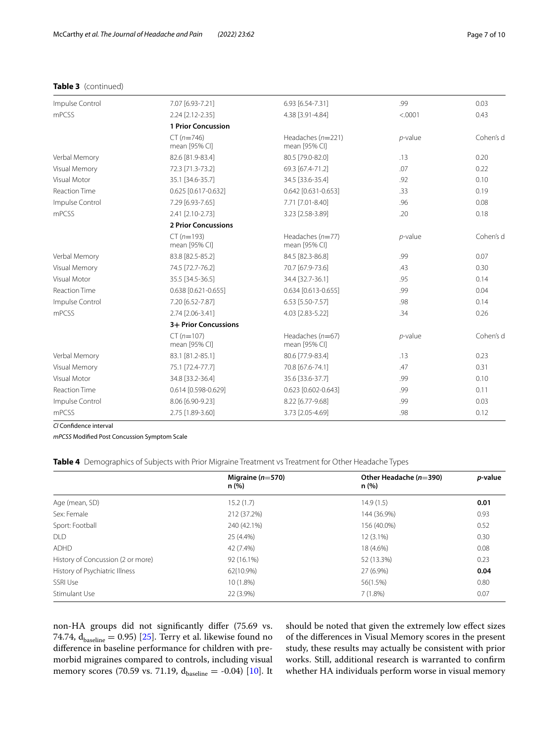**Table 3** (continued)

| | | | | |
|---|---|---|---|---|
| Impulse Control | 7.07 [6.93-7.21] | 6.93 [6.54-7.31] | .99 | 0.03 |
| mPCSS | 2.24 [2.12-2.35] | 4.38 [3.91-4.84] | <.0001 | 0.43 |
| | **1 Prior Concussion** | | | |
| | CT (*n*=746) mean [95% CI] | Headaches (*n*=221) mean [95% CI] | *p*-value | Cohen's d |
| Verbal Memory | 82.6 [81.9-83.4] | 80.5 [79.0-82.0] | .13 | 0.20 |
| Visual Memory | 72.3 [71.3-73.2] | 69.3 [67.4-71.2] | .07 | 0.22 |
| Visual Motor | 35.1 [34.6-35.7] | 34.5 [33.6-35.4] | .92 | 0.10 |
| Reaction Time | 0.625 [0.617-0.632] | 0.642 [0.631-0.653] | .33 | 0.19 |
| Impulse Control | 7.29 [6.93-7.65] | 7.71 [7.01-8.40] | .96 | 0.08 |
| mPCSS | 2.41 [2.10-2.73] | 3.23 [2.58-3.89] | .20 | 0.18 |
| | **2 Prior Concussions** | | | |
| | CT (*n*=193) mean [95% CI] | Headaches (*n*=77) mean [95% CI] | *p*-value | Cohen's d |
| Verbal Memory | 83.8 [82.5-85.2] | 84.5 [82.3-86.8] | .99 | 0.07 |
| Visual Memory | 74.5 [72.7-76.2] | 70.7 [67.9-73.6] | .43 | 0.30 |
| Visual Motor | 35.5 [34.5-36.5] | 34.4 [32.7-36.1] | .95 | 0.14 |
| Reaction Time | 0.638 [0.621-0.655] | 0.634 [0.613-0.655] | .99 | 0.04 |
| Impulse Control | 7.20 [6.52-7.87] | 6.53 [5.50-7.57] | .98 | 0.14 |
| mPCSS | 2.74 [2.06-3.41] | 4.03 [2.83-5.22] | .34 | 0.26 |
| | **3+ Prior Concussions** | | | |
| | CT (*n*=107) mean [95% CI] | Headaches (*n*=67) mean [95% CI] | *p*-value | Cohen's d |
| Verbal Memory | 83.1 [81.2-85.1] | 80.6 [77.9-83.4] | .13 | 0.23 |
| Visual Memory | 75.1 [72.4-77.7] | 70.8 [67.6-74.1] | .47 | 0.31 |
| Visual Motor | 34.8 [33.2-36.4] | 35.6 [33.6-37.7] | .99 | 0.10 |
| Reaction Time | 0.614 [0.598-0.629] | 0.623 [0.602-0.643] | .99 | 0.11 |
| Impulse Control | 8.06 [6.90-9.23] | 8.22 [6.77-9.68] | .99 | 0.03 |
| mPCSS | 2.75 [1.89-3.60] | 3.73 [2.05-4.69] | .98 | 0.12 |

*CI* Confidence interval

*mPCSS* Modified Post Concussion Symptom Scale

**Table 4** Demographics of Subjects with Prior Migraine Treatment vs Treatment for Other Headache Types

| | **Migraine (*n*=570) n (%)** | **Other Headache (*n*=390) n (%)** | ***p*-value** |
|---|---|---|---|
| Age (mean, SD) | 15.2 (1.7) | 14.9 (1.5) | **0.01** |
| Sex: Female | 212 (37.2%) | 144 (36.9%) | 0.93 |
| Sport: Football | 240 (42.1%) | 156 (40.0%) | 0.52 |
| DLD | 25 (4.4%) | 12 (3.1%) | 0.30 |
| ADHD | 42 (7.4%) | 18 (4.6%) | 0.08 |
| History of Concussion (2 or more) | 92 (16.1%) | 52 (13.3%) | 0.23 |
| History of Psychiatric Illness | 62(10.9%) | 27 (6.9%) | **0.04** |
| SSRI Use | 10 (1.8%) | 56(1.5%) | 0.80 |
| Stimulant Use | 22 (3.9%) | 7 (1.8%) | 0.07 |

non-HA groups did not significantly differ (75.69 vs. 74.74, $d_{baseline} = 0.95$) [25]. Terry et al. likewise found no difference in baseline performance for children with premorbid migraines compared to controls, including visual memory scores (70.59 vs. 71.19, $d_{baseline} = -0.04$) [10]. It should be noted that given the extremely low effect sizes of the differences in Visual Memory scores in the present study, these results may actually be consistent with prior works. Still, additional research is warranted to confirm whether HA individuals perform worse in visual memory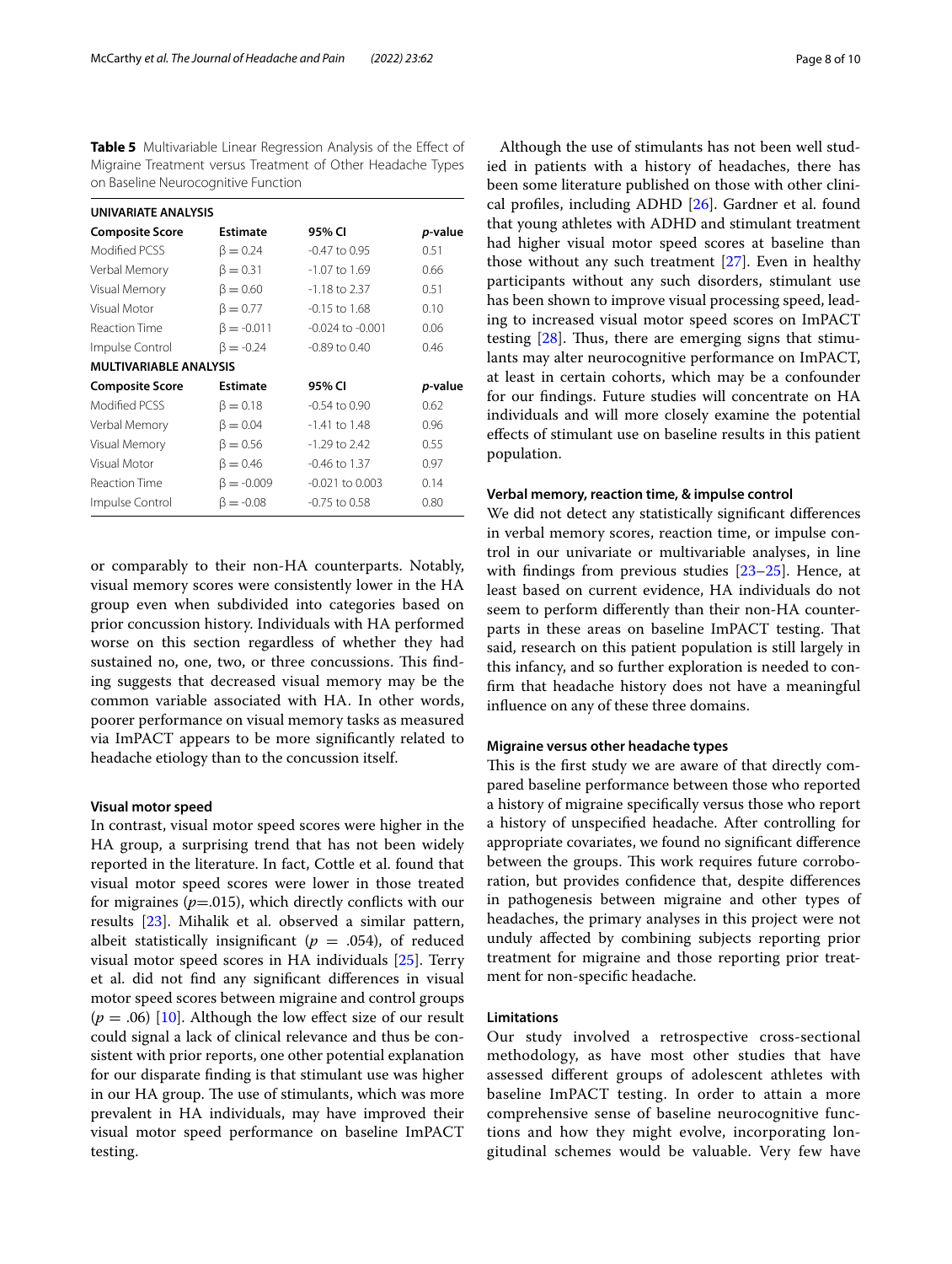**Table 5** Multivariable Linear Regression Analysis of the Effect of Migraine Treatment versus Treatment of Other Headache Types on Baseline Neurocognitive Function

| **UNIVARIATE ANALYSIS** | | | |
|---|---|---|---|
| **Composite Score** | **Estimate** | **95% CI** | ***p*-value** |
| Modified PCSS | β = 0.24 | -0.47 to 0.95 | 0.51 |
| Verbal Memory | β = 0.31 | -1.07 to 1.69 | 0.66 |
| Visual Memory | β = 0.60 | -1.18 to 2.37 | 0.51 |
| Visual Motor | β = 0.77 | -0.15 to 1.68 | 0.10 |
| Reaction Time | β = -0.011 | -0.024 to -0.001 | 0.06 |
| Impulse Control | β = -0.24 | -0.89 to 0.40 | 0.46 |
| **MULTIVARIABLE ANALYSIS** | | | |
| **Composite Score** | **Estimate** | **95% CI** | ***p*-value** |
| Modified PCSS | β = 0.18 | -0.54 to 0.90 | 0.62 |
| Verbal Memory | β = 0.04 | -1.41 to 1.48 | 0.96 |
| Visual Memory | β = 0.56 | -1.29 to 2.42 | 0.55 |
| Visual Motor | β = 0.46 | -0.46 to 1.37 | 0.97 |
| Reaction Time | β = -0.009 | -0.021 to 0.003 | 0.14 |
| Impulse Control | β = -0.08 | -0.75 to 0.58 | 0.80 |

or comparably to their non-HA counterparts. Notably, visual memory scores were consistently lower in the HA group even when subdivided into categories based on prior concussion history. Individuals with HA performed worse on this section regardless of whether they had sustained no, one, two, or three concussions. This finding suggests that decreased visual memory may be the common variable associated with HA. In other words, poorer performance on visual memory tasks as measured via ImPACT appears to be more significantly related to headache etiology than to the concussion itself.

### Visual motor speed

In contrast, visual motor speed scores were higher in the HA group, a surprising trend that has not been widely reported in the literature. In fact, Cottle et al. found that visual motor speed scores were lower in those treated for migraines ($p$=.015), which directly conflicts with our results [23]. Mihalik et al. observed a similar pattern, albeit statistically insignificant ($p$ = .054), of reduced visual motor speed scores in HA individuals [25]. Terry et al. did not find any significant differences in visual motor speed scores between migraine and control groups ($p$ = .06) [10]. Although the low effect size of our result could signal a lack of clinical relevance and thus be consistent with prior reports, one other potential explanation for our disparate finding is that stimulant use was higher in our HA group. The use of stimulants, which was more prevalent in HA individuals, may have improved their visual motor speed performance on baseline ImPACT testing.

Although the use of stimulants has not been well studied in patients with a history of headaches, there has been some literature published on those with other clinical profiles, including ADHD [26]. Gardner et al. found that young athletes with ADHD and stimulant treatment had higher visual motor speed scores at baseline than those without any such treatment [27]. Even in healthy participants without any such disorders, stimulant use has been shown to improve visual processing speed, leading to increased visual motor speed scores on ImPACT testing [28]. Thus, there are emerging signs that stimulants may alter neurocognitive performance on ImPACT, at least in certain cohorts, which may be a confounder for our findings. Future studies will concentrate on HA individuals and will more closely examine the potential effects of stimulant use on baseline results in this patient population.

### Verbal memory, reaction time, & impulse control

We did not detect any statistically significant differences in verbal memory scores, reaction time, or impulse control in our univariate or multivariable analyses, in line with findings from previous studies [23–25]. Hence, at least based on current evidence, HA individuals do not seem to perform differently than their non-HA counterparts in these areas on baseline ImPACT testing. That said, research on this patient population is still largely in this infancy, and so further exploration is needed to confirm that headache history does not have a meaningful influence on any of these three domains.

### Migraine versus other headache types

This is the first study we are aware of that directly compared baseline performance between those who reported a history of migraine specifically versus those who report a history of unspecified headache. After controlling for appropriate covariates, we found no significant difference between the groups. This work requires future corroboration, but provides confidence that, despite differences in pathogenesis between migraine and other types of headaches, the primary analyses in this project were not unduly affected by combining subjects reporting prior treatment for migraine and those reporting prior treatment for non-specific headache.

### Limitations

Our study involved a retrospective cross-sectional methodology, as have most other studies that have assessed different groups of adolescent athletes with baseline ImPACT testing. In order to attain a more comprehensive sense of baseline neurocognitive functions and how they might evolve, incorporating longitudinal schemes would be valuable. Very few have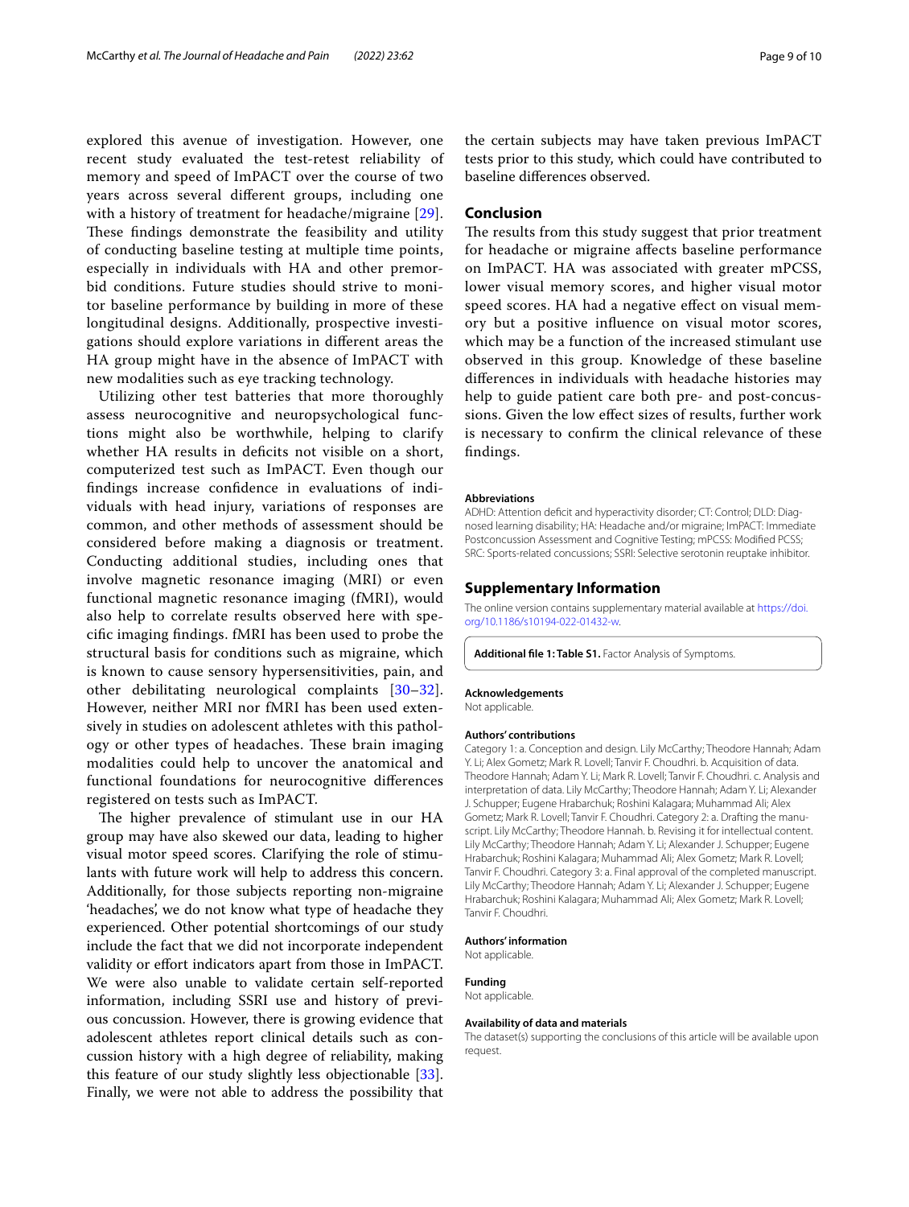explored this avenue of investigation. However, one recent study evaluated the test-retest reliability of memory and speed of ImPACT over the course of two years across several different groups, including one with a history of treatment for headache/migraine [29]. These findings demonstrate the feasibility and utility of conducting baseline testing at multiple time points, especially in individuals with HA and other premorbid conditions. Future studies should strive to monitor baseline performance by building in more of these longitudinal designs. Additionally, prospective investigations should explore variations in different areas the HA group might have in the absence of ImPACT with new modalities such as eye tracking technology.

Utilizing other test batteries that more thoroughly assess neurocognitive and neuropsychological functions might also be worthwhile, helping to clarify whether HA results in deficits not visible on a short, computerized test such as ImPACT. Even though our findings increase confidence in evaluations of individuals with head injury, variations of responses are common, and other methods of assessment should be considered before making a diagnosis or treatment. Conducting additional studies, including ones that involve magnetic resonance imaging (MRI) or even functional magnetic resonance imaging (fMRI), would also help to correlate results observed here with specific imaging findings. fMRI has been used to probe the structural basis for conditions such as migraine, which is known to cause sensory hypersensitivities, pain, and other debilitating neurological complaints [30–32]. However, neither MRI nor fMRI has been used extensively in studies on adolescent athletes with this pathology or other types of headaches. These brain imaging modalities could help to uncover the anatomical and functional foundations for neurocognitive differences registered on tests such as ImPACT.

The higher prevalence of stimulant use in our HA group may have also skewed our data, leading to higher visual motor speed scores. Clarifying the role of stimulants with future work will help to address this concern. Additionally, for those subjects reporting non-migraine 'headaches', we do not know what type of headache they experienced. Other potential shortcomings of our study include the fact that we did not incorporate independent validity or effort indicators apart from those in ImPACT. We were also unable to validate certain self-reported information, including SSRI use and history of previous concussion. However, there is growing evidence that adolescent athletes report clinical details such as concussion history with a high degree of reliability, making this feature of our study slightly less objectionable [33]. Finally, we were not able to address the possibility that the certain subjects may have taken previous ImPACT tests prior to this study, which could have contributed to baseline differences observed.

## Conclusion

The results from this study suggest that prior treatment for headache or migraine affects baseline performance on ImPACT. HA was associated with greater mPCSS, lower visual memory scores, and higher visual motor speed scores. HA had a negative effect on visual memory but a positive influence on visual motor scores, which may be a function of the increased stimulant use observed in this group. Knowledge of these baseline differences in individuals with headache histories may help to guide patient care both pre- and post-concussions. Given the low effect sizes of results, further work is necessary to confirm the clinical relevance of these findings.

#### Abbreviations

ADHD: Attention deficit and hyperactivity disorder; CT: Control; DLD: Diagnosed learning disability; HA: Headache and/or migraine; ImPACT: Immediate Postconcussion Assessment and Cognitive Testing; mPCSS: Modified PCSS; SRC: Sports-related concussions; SSRI: Selective serotonin reuptake inhibitor.

## Supplementary Information

The online version contains supplementary material available at https://doi.org/10.1186/s10194-022-01432-w.

**Additional file 1: Table S1.** Factor Analysis of Symptoms.

#### Acknowledgements

Not applicable.

#### Authors' contributions

Category 1: a. Conception and design. Lily McCarthy; Theodore Hannah; Adam Y. Li; Alex Gometz; Mark R. Lovell; Tanvir F. Choudhri. b. Acquisition of data. Theodore Hannah; Adam Y. Li; Mark R. Lovell; Tanvir F. Choudhri. c. Analysis and interpretation of data. Lily McCarthy; Theodore Hannah; Adam Y. Li; Alexander J. Schupper; Eugene Hrabarchuk; Roshini Kalagara; Muhammad Ali; Alex Gometz; Mark R. Lovell; Tanvir F. Choudhri. Category 2: a. Drafting the manuscript. Lily McCarthy; Theodore Hannah. b. Revising it for intellectual content. Lily McCarthy; Theodore Hannah; Adam Y. Li; Alexander J. Schupper; Eugene Hrabarchuk; Roshini Kalagara; Muhammad Ali; Alex Gometz; Mark R. Lovell; Tanvir F. Choudhri. Category 3: a. Final approval of the completed manuscript. Lily McCarthy; Theodore Hannah; Adam Y. Li; Alexander J. Schupper; Eugene Hrabarchuk; Roshini Kalagara; Muhammad Ali; Alex Gometz; Mark R. Lovell; Tanvir F. Choudhri.

#### Authors' information

Not applicable.

#### Funding

Not applicable.

#### Availability of data and materials

The dataset(s) supporting the conclusions of this article will be available upon request.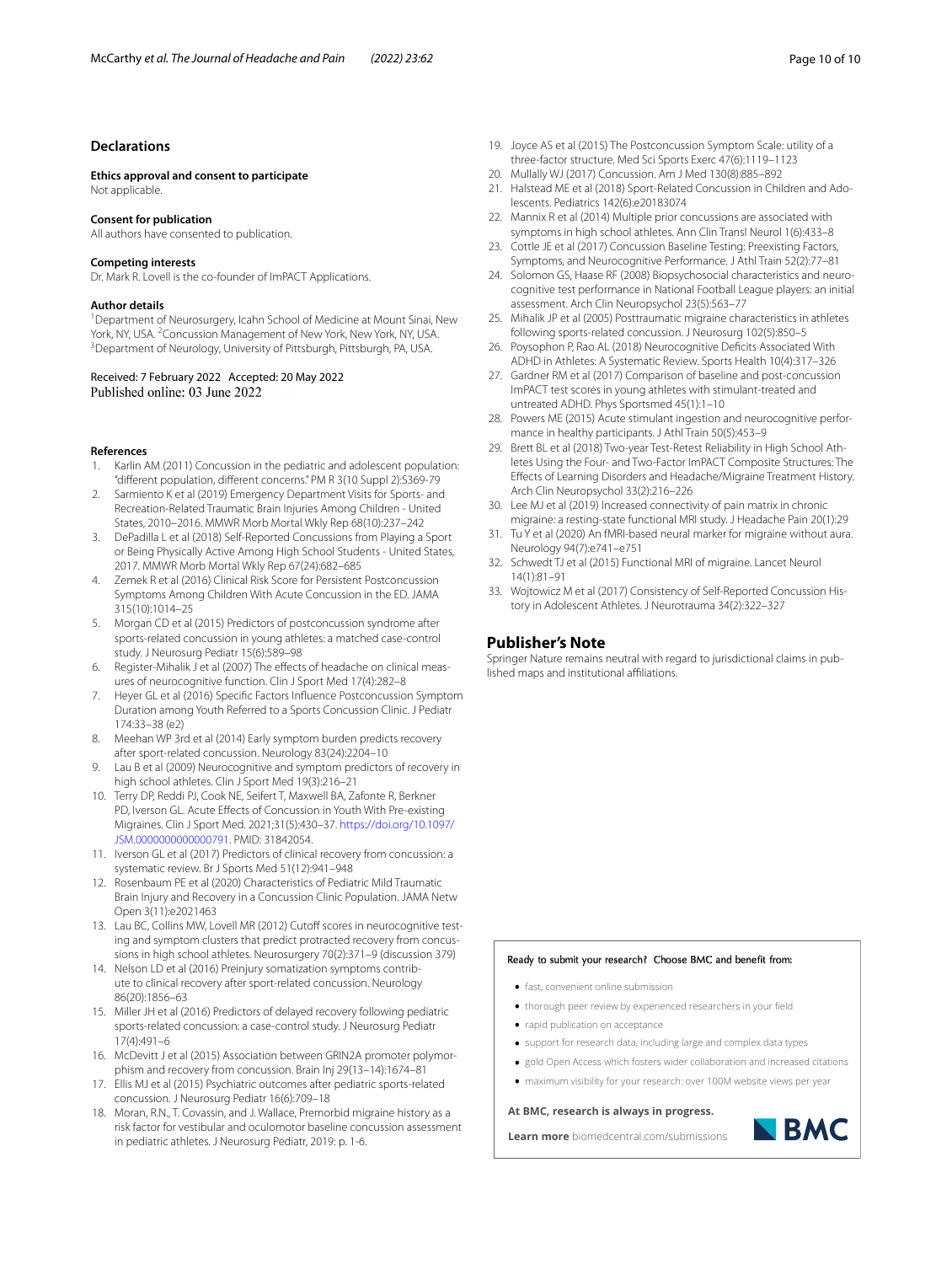## Declarations

### Ethics approval and consent to participate
Not applicable.

### Consent for publication
All authors have consented to publication.

### Competing interests
Dr. Mark R. Lovell is the co-founder of ImPACT Applications.

### Author details
[1]Department of Neurosurgery, Icahn School of Medicine at Mount Sinai, New York, NY, USA. [2]Concussion Management of New York, New York, NY, USA. [3]Department of Neurology, University of Pittsburgh, Pittsburgh, PA, USA.

Received: 7 February 2022 Accepted: 20 May 2022
Published online: 03 June 2022

## References

1. Karlin AM (2011) Concussion in the pediatric and adolescent population: "different population, different concerns." PM R 3(10 Suppl 2):S369-79
2. Sarmiento K et al (2019) Emergency Department Visits for Sports- and Recreation-Related Traumatic Brain Injuries Among Children - United States, 2010–2016. MMWR Morb Mortal Wkly Rep 68(10):237–242
3. DePadilla L et al (2018) Self-Reported Concussions from Playing a Sport or Being Physically Active Among High School Students - United States, 2017. MMWR Morb Mortal Wkly Rep 67(24):682–685
4. Zemek R et al (2016) Clinical Risk Score for Persistent Postconcussion Symptoms Among Children With Acute Concussion in the ED. JAMA 315(10):1014–25
5. Morgan CD et al (2015) Predictors of postconcussion syndrome after sports-related concussion in young athletes: a matched case-control study. J Neurosurg Pediatr 15(6):589–98
6. Register-Mihalik J et al (2007) The effects of headache on clinical measures of neurocognitive function. Clin J Sport Med 17(4):282–8
7. Heyer GL et al (2016) Specific Factors Influence Postconcussion Symptom Duration among Youth Referred to a Sports Concussion Clinic. J Pediatr 174:33–38 (e2)
8. Meehan WP 3rd et al (2014) Early symptom burden predicts recovery after sport-related concussion. Neurology 83(24):2204–10
9. Lau B et al (2009) Neurocognitive and symptom predictors of recovery in high school athletes. Clin J Sport Med 19(3):216–21
10. Terry DP, Reddi PJ, Cook NE, Seifert T, Maxwell BA, Zafonte R, Berkner PD, Iverson GL. Acute Effects of Concussion in Youth With Pre-existing Migraines. Clin J Sport Med. 2021;31(5):430–37. https://doi.org/10.1097/JSM.0000000000000791. PMID: 31842054.
11. Iverson GL et al (2017) Predictors of clinical recovery from concussion: a systematic review. Br J Sports Med 51(12):941–948
12. Rosenbaum PE et al (2020) Characteristics of Pediatric Mild Traumatic Brain Injury and Recovery in a Concussion Clinic Population. JAMA Netw Open 3(11):e2021463
13. Lau BC, Collins MW, Lovell MR (2012) Cutoff scores in neurocognitive testing and symptom clusters that predict protracted recovery from concussions in high school athletes. Neurosurgery 70(2):371–9 (discussion 379)
14. Nelson LD et al (2016) Preinjury somatization symptoms contribute to clinical recovery after sport-related concussion. Neurology 86(20):1856–63
15. Miller JH et al (2016) Predictors of delayed recovery following pediatric sports-related concussion: a case-control study. J Neurosurg Pediatr 17(4):491–6
16. McDevitt J et al (2015) Association between GRIN2A promoter polymorphism and recovery from concussion. Brain Inj 29(13–14):1674–81
17. Ellis MJ et al (2015) Psychiatric outcomes after pediatric sports-related concussion. J Neurosurg Pediatr 16(6):709–18
18. Moran, R.N., T. Covassin, and J. Wallace, Premorbid migraine history as a risk factor for vestibular and oculomotor baseline concussion assessment in pediatric athletes. J Neurosurg Pediatr, 2019: p. 1-6.
19. Joyce AS et al (2015) The Postconcussion Symptom Scale: utility of a three-factor structure. Med Sci Sports Exerc 47(6):1119–1123
20. Mullally WJ (2017) Concussion. Am J Med 130(8):885–892
21. Halstead ME et al (2018) Sport-Related Concussion in Children and Adolescents. Pediatrics 142(6):e20183074
22. Mannix R et al (2014) Multiple prior concussions are associated with symptoms in high school athletes. Ann Clin Transl Neurol 1(6):433–8
23. Cottle JE et al (2017) Concussion Baseline Testing: Preexisting Factors, Symptoms, and Neurocognitive Performance. J Athl Train 52(2):77–81
24. Solomon GS, Haase RF (2008) Biopsychosocial characteristics and neurocognitive test performance in National Football League players: an initial assessment. Arch Clin Neuropsychol 23(5):563–77
25. Mihalik JP et al (2005) Posttraumatic migraine characteristics in athletes following sports-related concussion. J Neurosurg 102(5):850–5
26. Poysophon P, Rao AL (2018) Neurocognitive Deficits Associated With ADHD in Athletes: A Systematic Review. Sports Health 10(4):317–326
27. Gardner RM et al (2017) Comparison of baseline and post-concussion ImPACT test scores in young athletes with stimulant-treated and untreated ADHD. Phys Sportsmed 45(1):1–10
28. Powers ME (2015) Acute stimulant ingestion and neurocognitive performance in healthy participants. J Athl Train 50(5):453–9
29. Brett BL et al (2018) Two-year Test-Retest Reliability in High School Athletes Using the Four- and Two-Factor ImPACT Composite Structures: The Effects of Learning Disorders and Headache/Migraine Treatment History. Arch Clin Neuropsychol 33(2):216–226
30. Lee MJ et al (2019) Increased connectivity of pain matrix in chronic migraine: a resting-state functional MRI study. J Headache Pain 20(1):29
31. Tu Y et al (2020) An fMRI-based neural marker for migraine without aura. Neurology 94(7):e741–e751
32. Schwedt TJ et al (2015) Functional MRI of migraine. Lancet Neurol 14(1):81–91
33. Wojtowicz M et al (2017) Consistency of Self-Reported Concussion History in Adolescent Athletes. J Neurotrauma 34(2):322–327

## Publisher's Note

Springer Nature remains neutral with regard to jurisdictional claims in published maps and institutional affiliations.

Ready to submit your research? Choose BMC and benefit from:

- fast, convenient online submission
- thorough peer review by experienced researchers in your field
- rapid publication on acceptance
- support for research data, including large and complex data types
- gold Open Access which fosters wider collaboration and increased citations
- maximum visibility for your research: over 100M website views per year

**At BMC, research is always in progress.**

**Learn more** biomedcentral.com/submissions

BMC